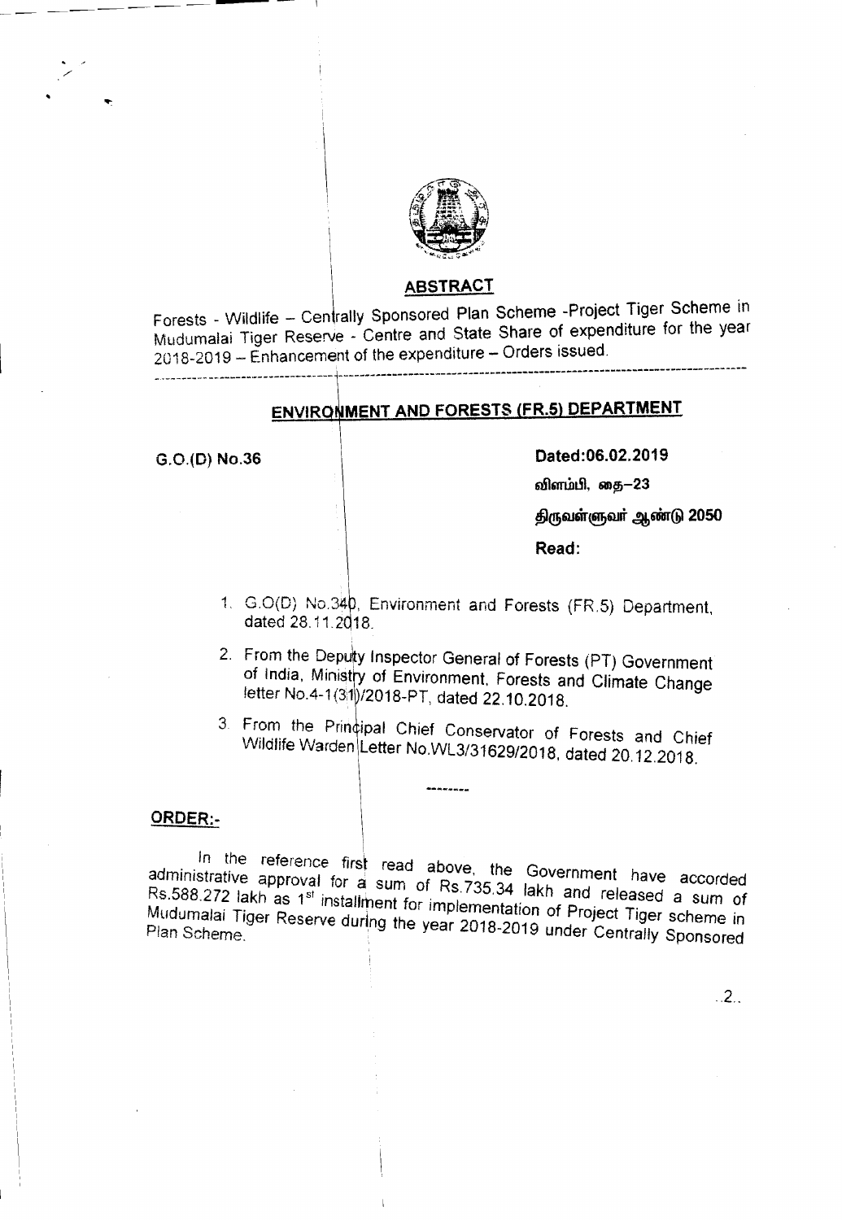## ABSTRACT

Forests - Wildlife – Centrally Sponsored Plan Scheme -Project Tiger Scheme in Mudumalai Tiger Reserve - Centre and State Share of expenditure for the year 2018-2019 – Enhancement of the expenditure – Orders issued.

---

## ENVIRONMENT AND FORESTS (FR.5) DEPARTMENT

G.O.(D) No.36

**Dated:06.02.2019**

**விளம்பி, தை–23**

**திருவள்ளுவர் ஆண்டு 2050**

**Read:**

1. G.O(D) No.340, Environment and Forests (FR.5) Department, dated 28.11.2018.
2. From the Deputy Inspector General of Forests (PT) Government of India, Ministry of Environment, Forests and Climate Change letter No.4-1(31)/2018-PT, dated 22.10.2018.
3. From the Principal Chief Conservator of Forests and Chief Wildlife Warden Letter No.WL3/31629/2018, dated 20.12.2018.

--------

**ORDER:-**

In the reference first read above, the Government have accorded administrative approval for a sum of Rs.735.34 lakh and released a sum of Rs.588.272 lakh as 1st installment for implementation of Project Tiger scheme in Mudumalai Tiger Reserve during the year 2018-2019 under Centrally Sponsored Plan Scheme.

..2..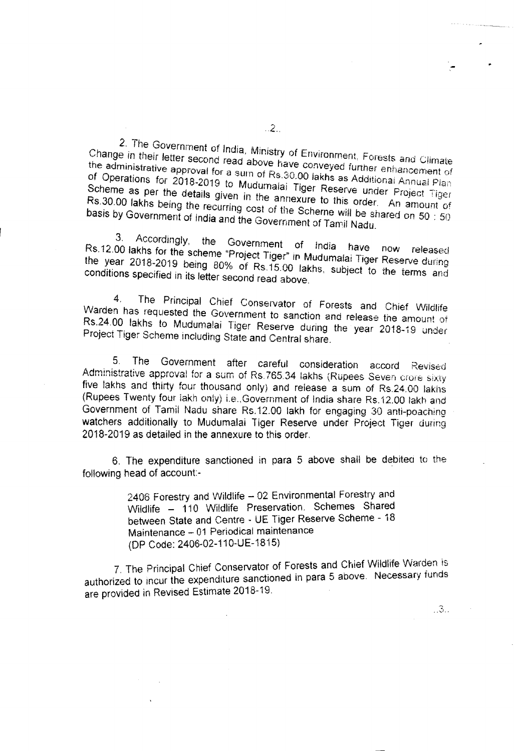2. The Government of India, Ministry of Environment, Forests and Climate Change in their letter second read above have conveyed further enhancement of the administrative approval for a sum of Rs.30.00 lakhs as Additional Annual Plan of Operations for 2018-2019 to Mudumalai Tiger Reserve under Project Tiger Scheme as per the details given in the annexure to this order. An amount of Rs.30.00 lakhs being the recurring cost of the Scheme will be shared on 50 : 50 basis by Government of India and the Government of Tamil Nadu.

3. Accordingly, the Government of India have now released Rs.12.00 lakhs for the scheme "Project Tiger" in Mudumalai Tiger Reserve during the year 2018-2019 being 80% of Rs.15.00 lakhs, subject to the terms and conditions specified in its letter second read above.

4. The Principal Chief Conservator of Forests and Chief Wildlife Warden has requested the Government to sanction and release the amount of Rs.24.00 lakhs to Mudumalai Tiger Reserve during the year 2018-19 under Project Tiger Scheme including State and Central share.

5. The Government after careful consideration accord Revised Administrative approval for a sum of Rs.765.34 lakhs (Rupees Seven crore sixty five lakhs and thirty four thousand only) and release a sum of Rs.24.00 lakhs (Rupees Twenty four lakh only) i.e.,Government of India share Rs.12.00 lakh and Government of Tamil Nadu share Rs.12.00 lakh for engaging 30 anti-poaching watchers additionally to Mudumalai Tiger Reserve under Project Tiger during 2018-2019 as detailed in the annexure to this order.

6. The expenditure sanctioned in para 5 above shall be debited to the following head of account:-

> 2406 Forestry and Wildlife – 02 Environmental Forestry and Wildlife – 110 Wildlife Preservation. Schemes Shared between State and Centre - UE Tiger Reserve Scheme - 18 Maintenance – 01 Periodical maintenance
> (DP Code: 2406-02-110-UE-1815)

7. The Principal Chief Conservator of Forests and Chief Wildlife Warden is authorized to incur the expenditure sanctioned in para 5 above. Necessary funds are provided in Revised Estimate 2018-19.

..3..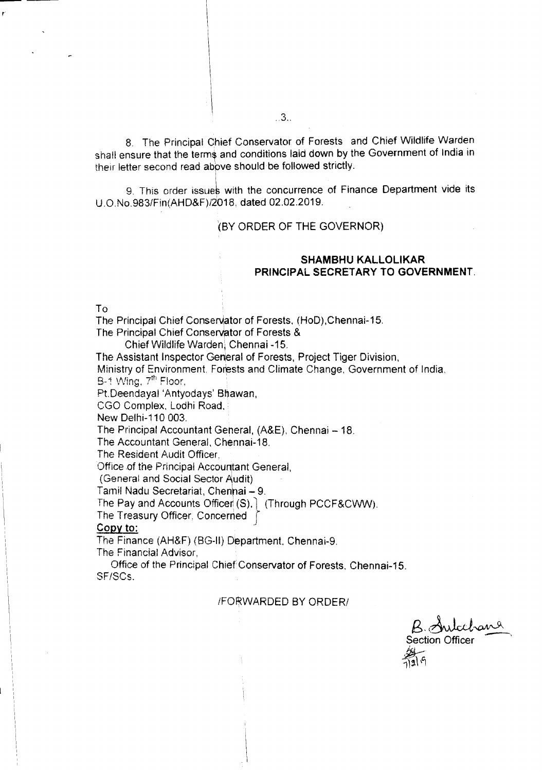8. The Principal Chief Conservator of Forests and Chief Wildlife Warden shall ensure that the terms and conditions laid down by the Government of India in their letter second read above should be followed strictly.

9. This order issues with the concurrence of Finance Department vide its U.O.No.983/Fin(AHD&F)/2018, dated 02.02.2019.

(BY ORDER OF THE GOVERNOR)

**SHAMBHU KALLOLIKAR**
**PRINCIPAL SECRETARY TO GOVERNMENT.**

To

The Principal Chief Conservator of Forests, (HoD),Chennai-15.
The Principal Chief Conservator of Forests &
Chief Wildlife Warden, Chennai -15.
The Assistant Inspector General of Forests, Project Tiger Division,
Ministry of Environment, Forests and Climate Change, Government of India,
B-1 Wing, 7th Floor,
Pt.Deendayal 'Antyodays' Bhawan,
CGO Complex, Lodhi Road,
New Delhi-110 003.
The Principal Accountant General, (A&E), Chennai – 18.
The Accountant General, Chennai-18.
The Resident Audit Officer,
Office of the Principal Accountant General,
(General and Social Sector Audit)
Tamil Nadu Secretariat, Chennai – 9.
The Pay and Accounts Officer (S), } (Through PCCF&CWW).
The Treasury Officer, Concerned }

**Copy to:**

The Finance (AH&F) (BG-II) Department, Chennai-9.
The Financial Advisor,
Office of the Principal Chief Conservator of Forests, Chennai-15.
SF/SCs.

/FORWARDED BY ORDER/

Section Officer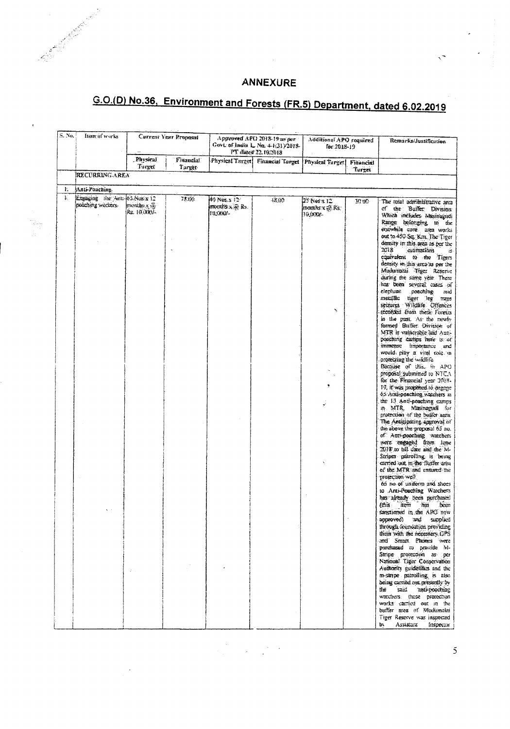# ANNEXURE

## G.O.(D) No.36, Environment and Forests (FR.5) Department, dated 6.02.2019

| S. No. | Item of works | Current Year Proposal | | Approved APO 2018-19 as per Govt. of India L. No. 4-1(31)/2018-PT dated 22.10.2018 | | Additional APO required for 2018-19 | | Remarks/Justification |
|---|---|---|---|---|---|---|---|---|
| | | Physical Target | Financial Target | Physical Target | Financial Target | Physical Target | Financial Target | |
| | RECURRING AREA | | | | | | | |
| I. | Anti-Poaching | | | | | | | |
| 1. | Engaging the Anti-poaching workers. | 65 Nos.x 12 months x @ Rs. 10,000/- | 78.00 | 40 Nos.x 12 months x @ Rs. 10,000/- | 48.00 | 25 Nos x 12 months x @ Rs. 10,000/- | 30.00 | The total administrative area of the Buffer Division Which includes Masinagudi Range belonging to the erstwhile core area works out to 450 Sq. Km. The Tiger density in this area as per the 2018 estimations is equivalent to the Tigers density in this area as per the Mudumalai Tiger Reserve during the same year. There has been several cases of elephant poaching and metallic tiger leg traps seizures Wildlife Offences recorded from these Forests in the past. As the newly formed Buffer Division of MTR is vulnerable and Anti-poaching camps here is of immense importance and would play a vital role in protecting the wildlife. Because of this, in APO proposal submitted to NTCA for the Financial year 2018-19, it was proposed to engage 65 Anti-poaching watchers in the 13 Anti-poaching camps in MTR, Masinagudi for protection of the buffer area. The Anticipating approval of the above the proposal 65 no. of Anti-poaching watchers were engaged from June 2018 to till date and the M-Stripes patrolling is being carried out in the Buffer area of the MTR and ensured the protection well. 65 no of uniform and shoes to Anti-Poaching Watchers has already been purchased (this item has been sanctioned in the APO now approved) and supplied through foundation providing them with the necessary GPS and Smart Phones were purchased to provide M-Stripe protection as per National Tiger Conservation Authority guidelines and the m-stripe patrolling is also being carried out presently by the said anti-poaching watchers. these protection works carried out in the buffer area of Mudumalai Tiger Reserve was inspected by Assistant Inspector |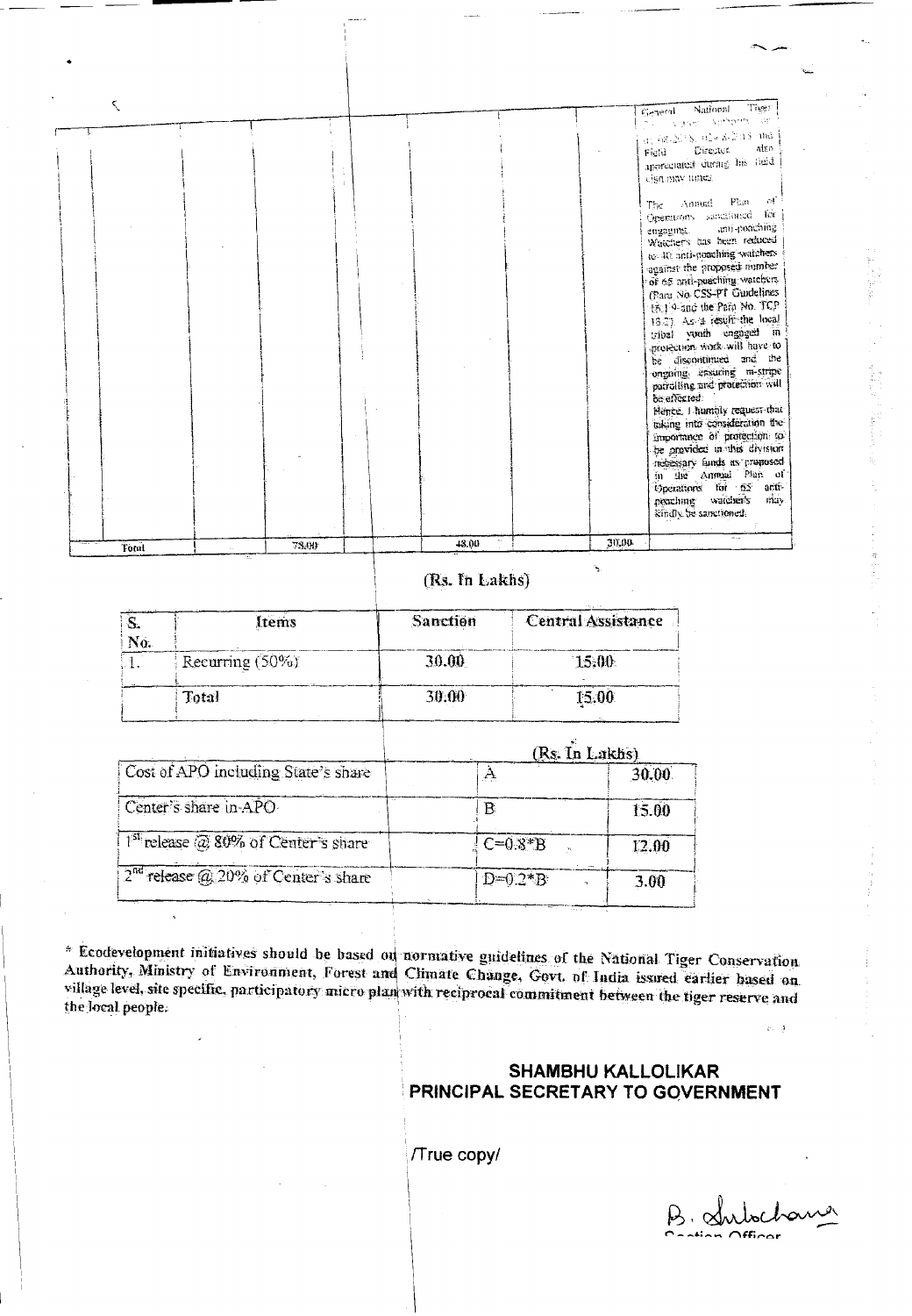| | | | | | | | |
|---|---|---|---|---|---|---|---|
| | | | | | | | General National Tiger ... Authority ... 01-06-2018, 02-06-2018 the Field Director also appreciated during his field visit many times.<br><br>The Annual Plan of Operations sanctioned for engaging anti-poaching Watcher's has been reduced to 40 anti-poaching watchers against the proposed number of 65 anti-poaching watchers (Para No. CSS-PT Guidelines 16.1.9 and the Para No. TCP 15.2). As a result the local tribal youth engaged in protection work will have to be discontinued and the ongoing, ensuring m-stripe patrolling and protection will be effected.<br><br>Hence, I humbly request that taking into consideration the importance of protection to be provided in this division necessary funds as proposed in the Annual Plan of Operations for 65 anti-poaching watcher's may kindly be sanctioned. |
| Total | | 78.00 | | 48.00 | | 30.00 | |

(Rs. In Lakhs)

| S. No. | Items | Sanction | Central Assistance |
|---|---|---|---|
| 1. | Recurring (50%) | 30.00 | 15.00 |
| | Total | 30.00 | 15.00 |

(Rs. In Lakhs)

| | | |
|---|---|---|
| Cost of APO including State's share | A | 30.00 |
| Center's share in APO | B | 15.00 |
| 1st release @ 80% of Center's share | C=0.8*B | 12.00 |
| 2nd release @ 20% of Center's share | D=0.2*B | 3.00 |

* Ecodevelopment initiatives should be based on normative guidelines of the National Tiger Conservation Authority, Ministry of Environment, Forest and Climate Change, Govt. of India issued earlier based on village level, site specific, participatory micro plan with reciprocal commitment between the tiger reserve and the local people.

**SHAMBHU KALLOLIKAR**
**PRINCIPAL SECRETARY TO GOVERNMENT**

/True copy/

B. Sulochana
Section Officer